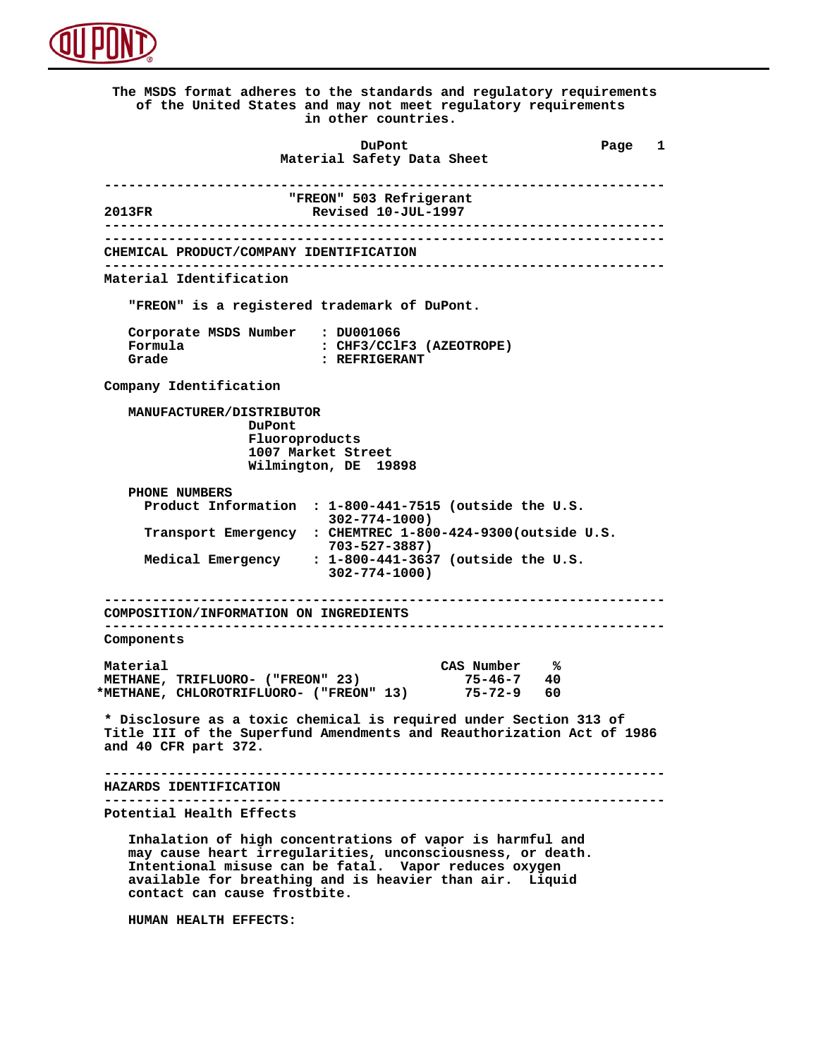The MSDS format adheres to the standards and regulatory requirements of the United States and may not meet regulatory requirements in other countries.

DuPont
Material Safety Data Sheet

---

# "FREON" 503 Refrigerant

2013FR Revised 10-JUL-1997

---

## CHEMICAL PRODUCT/COMPANY IDENTIFICATION

### Material Identification

"FREON" is a registered trademark of DuPont.

Corporate MSDS Number : DU001066
Formula : CHF3/CClF3 (AZEOTROPE)
Grade : REFRIGERANT

### Company Identification

**MANUFACTURER/DISTRIBUTOR**
DuPont
Fluoroproducts
1007 Market Street
Wilmington, DE 19898

**PHONE NUMBERS**
- Product Information : 1-800-441-7515 (outside the U.S. 302-774-1000)
- Transport Emergency : CHEMTREC 1-800-424-9300(outside U.S. 703-527-3887)
- Medical Emergency : 1-800-441-3637 (outside the U.S. 302-774-1000)

---

## COMPOSITION/INFORMATION ON INGREDIENTS

### Components

| Material | CAS Number | % |
|---|---|---|
| METHANE, TRIFLUORO- ("FREON" 23) | 75-46-7 | 40 |
| *METHANE, CHLOROTRIFLUORO- ("FREON" 13) | 75-72-9 | 60 |

* Disclosure as a toxic chemical is required under Section 313 of Title III of the Superfund Amendments and Reauthorization Act of 1986 and 40 CFR part 372.

---

## HAZARDS IDENTIFICATION

### Potential Health Effects

Inhalation of high concentrations of vapor is harmful and may cause heart irregularities, unconsciousness, or death. Intentional misuse can be fatal. Vapor reduces oxygen available for breathing and is heavier than air. Liquid contact can cause frostbite.

**HUMAN HEALTH EFFECTS:**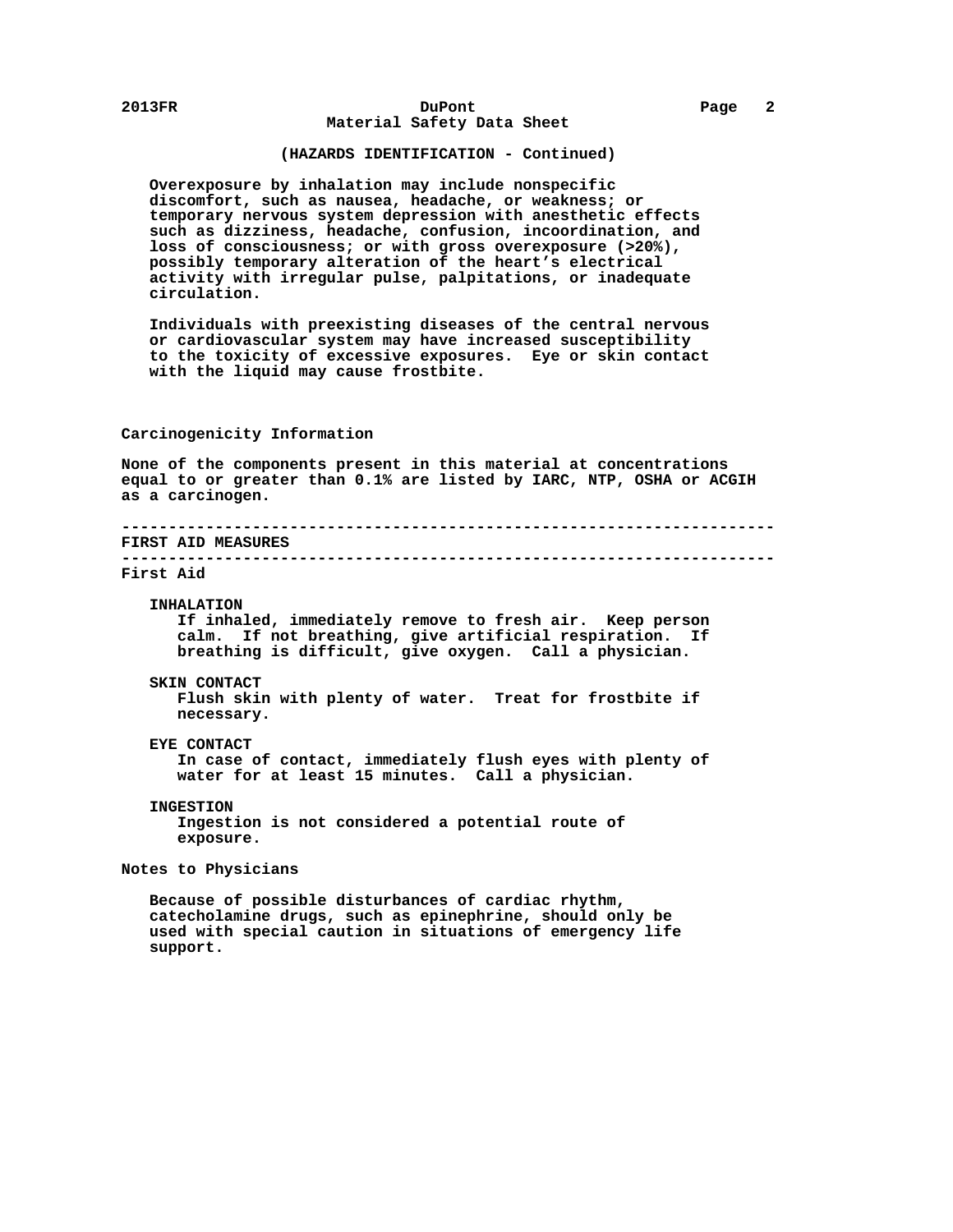(HAZARDS IDENTIFICATION - Continued)

Overexposure by inhalation may include nonspecific discomfort, such as nausea, headache, or weakness; or temporary nervous system depression with anesthetic effects such as dizziness, headache, confusion, incoordination, and loss of consciousness; or with gross overexposure (>20%), possibly temporary alteration of the heart's electrical activity with irregular pulse, palpitations, or inadequate circulation.

Individuals with preexisting diseases of the central nervous or cardiovascular system may have increased susceptibility to the toxicity of excessive exposures. Eye or skin contact with the liquid may cause frostbite.

### Carcinogenicity Information

None of the components present in this material at concentrations equal to or greater than 0.1% are listed by IARC, NTP, OSHA or ACGIH as a carcinogen.

## FIRST AID MEASURES

### First Aid

**INHALATION**
If inhaled, immediately remove to fresh air. Keep person calm. If not breathing, give artificial respiration. If breathing is difficult, give oxygen. Call a physician.

**SKIN CONTACT**
Flush skin with plenty of water. Treat for frostbite if necessary.

**EYE CONTACT**
In case of contact, immediately flush eyes with plenty of water for at least 15 minutes. Call a physician.

**INGESTION**
Ingestion is not considered a potential route of exposure.

### Notes to Physicians

Because of possible disturbances of cardiac rhythm, catecholamine drugs, such as epinephrine, should only be used with special caution in situations of emergency life support.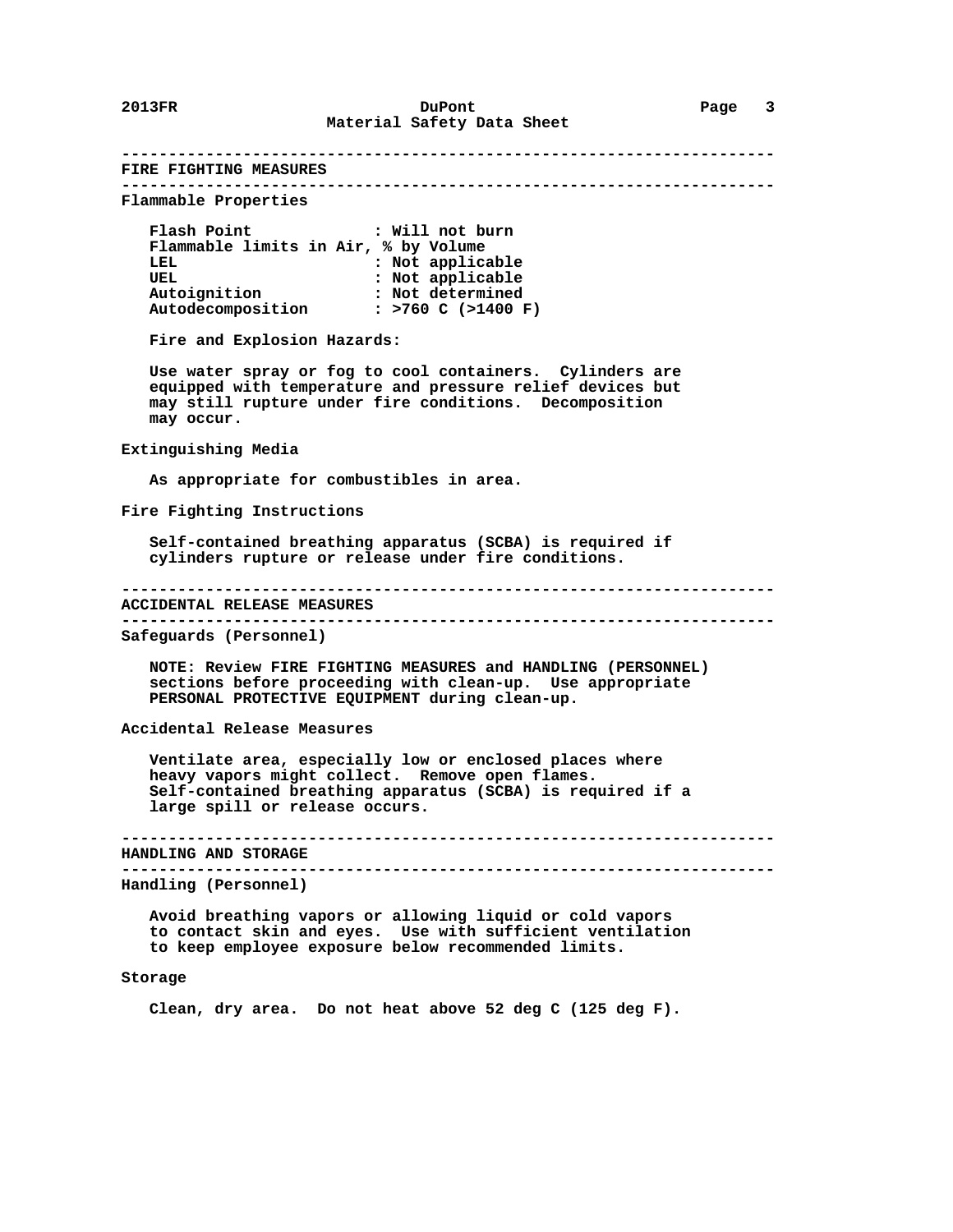## FIRE FIGHTING MEASURES

### Flammable Properties

| | |
|---|---|
| Flash Point | : Will not burn |
| Flammable limits in Air, % by Volume | |
| LEL | : Not applicable |
| UEL | : Not applicable |
| Autoignition | : Not determined |
| Autodecomposition | : >760 C (>1400 F) |

Fire and Explosion Hazards:

Use water spray or fog to cool containers. Cylinders are equipped with temperature and pressure relief devices but may still rupture under fire conditions. Decomposition may occur.

### Extinguishing Media

As appropriate for combustibles in area.

### Fire Fighting Instructions

Self-contained breathing apparatus (SCBA) is required if cylinders rupture or release under fire conditions.

## ACCIDENTAL RELEASE MEASURES

### Safeguards (Personnel)

NOTE: Review FIRE FIGHTING MEASURES and HANDLING (PERSONNEL) sections before proceeding with clean-up. Use appropriate PERSONAL PROTECTIVE EQUIPMENT during clean-up.

### Accidental Release Measures

Ventilate area, especially low or enclosed places where heavy vapors might collect. Remove open flames. Self-contained breathing apparatus (SCBA) is required if a large spill or release occurs.

## HANDLING AND STORAGE

### Handling (Personnel)

Avoid breathing vapors or allowing liquid or cold vapors to contact skin and eyes. Use with sufficient ventilation to keep employee exposure below recommended limits.

### Storage

Clean, dry area. Do not heat above 52 deg C (125 deg F).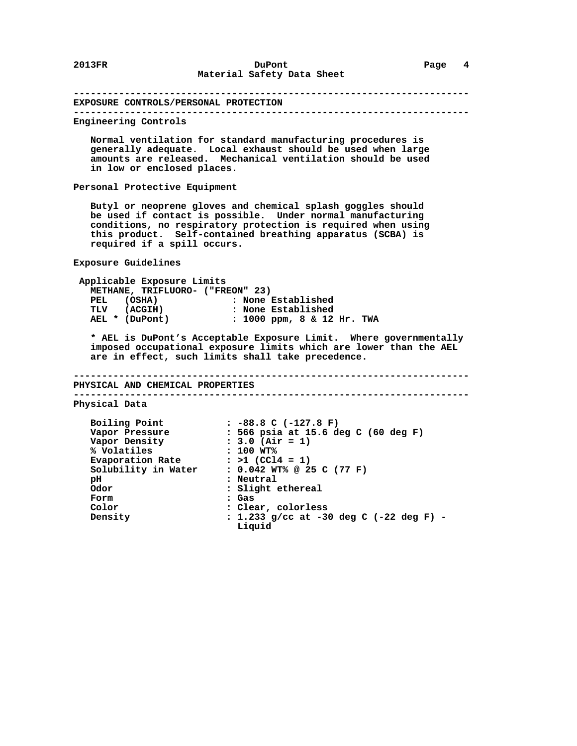## EXPOSURE CONTROLS/PERSONAL PROTECTION

### Engineering Controls

Normal ventilation for standard manufacturing procedures is generally adequate. Local exhaust should be used when large amounts are released. Mechanical ventilation should be used in low or enclosed places.

### Personal Protective Equipment

Butyl or neoprene gloves and chemical splash goggles should be used if contact is possible. Under normal manufacturing conditions, no respiratory protection is required when using this product. Self-contained breathing apparatus (SCBA) is required if a spill occurs.

### Exposure Guidelines

Applicable Exposure Limits

METHANE, TRIFLUORO- ("FREON" 23)

| | |
|---|---|
| PEL (OSHA) | None Established |
| TLV (ACGIH) | None Established |
| AEL * (DuPont) | 1000 ppm, 8 & 12 Hr. TWA |

* AEL is DuPont's Acceptable Exposure Limit. Where governmentally imposed occupational exposure limits which are lower than the AEL are in effect, such limits shall take precedence.

## PHYSICAL AND CHEMICAL PROPERTIES

### Physical Data

| | |
|---|---|
| Boiling Point | -88.8 C (-127.8 F) |
| Vapor Pressure | 566 psia at 15.6 deg C (60 deg F) |
| Vapor Density | 3.0 (Air = 1) |
| % Volatiles | 100 WT% |
| Evaporation Rate | >1 ($CCl_4$ = 1) |
| Solubility in Water | 0.042 WT% @ 25 C (77 F) |
| pH | Neutral |
| Odor | Slight ethereal |
| Form | Gas |
| Color | Clear, colorless |
| Density | 1.233 g/cc at -30 deg C (-22 deg F) - Liquid |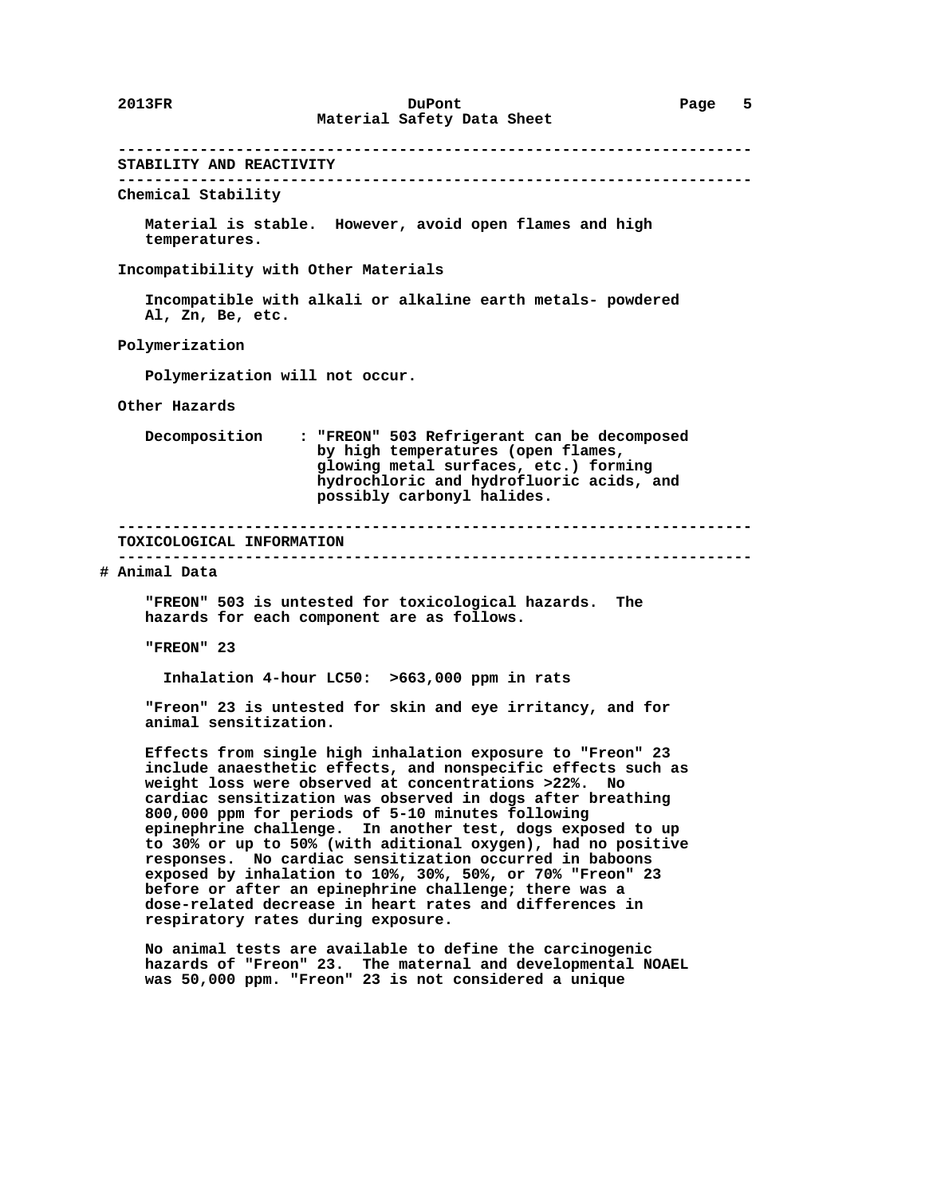## STABILITY AND REACTIVITY

**Chemical Stability**

Material is stable. However, avoid open flames and high temperatures.

**Incompatibility with Other Materials**

Incompatible with alkali or alkaline earth metals- powdered Al, Zn, Be, etc.

**Polymerization**

Polymerization will not occur.

**Other Hazards**

Decomposition : "FREON" 503 Refrigerant can be decomposed by high temperatures (open flames, glowing metal surfaces, etc.) forming hydrochloric and hydrofluoric acids, and possibly carbonyl halides.

## TOXICOLOGICAL INFORMATION

\# **Animal Data**

"FREON" 503 is untested for toxicological hazards. The hazards for each component are as follows.

"FREON" 23

Inhalation 4-hour LC50: >663,000 ppm in rats

"Freon" 23 is untested for skin and eye irritancy, and for animal sensitization.

Effects from single high inhalation exposure to "Freon" 23 include anaesthetic effects, and nonspecific effects such as weight loss were observed at concentrations >22%. No cardiac sensitization was observed in dogs after breathing 800,000 ppm for periods of 5-10 minutes following epinephrine challenge. In another test, dogs exposed to up to 30% or up to 50% (with aditional oxygen), had no positive responses. No cardiac sensitization occurred in baboons exposed by inhalation to 10%, 30%, 50%, or 70% "Freon" 23 before or after an epinephrine challenge; there was a dose-related decrease in heart rates and differences in respiratory rates during exposure.

No animal tests are available to define the carcinogenic hazards of "Freon" 23. The maternal and developmental NOAEL was 50,000 ppm. "Freon" 23 is not considered a unique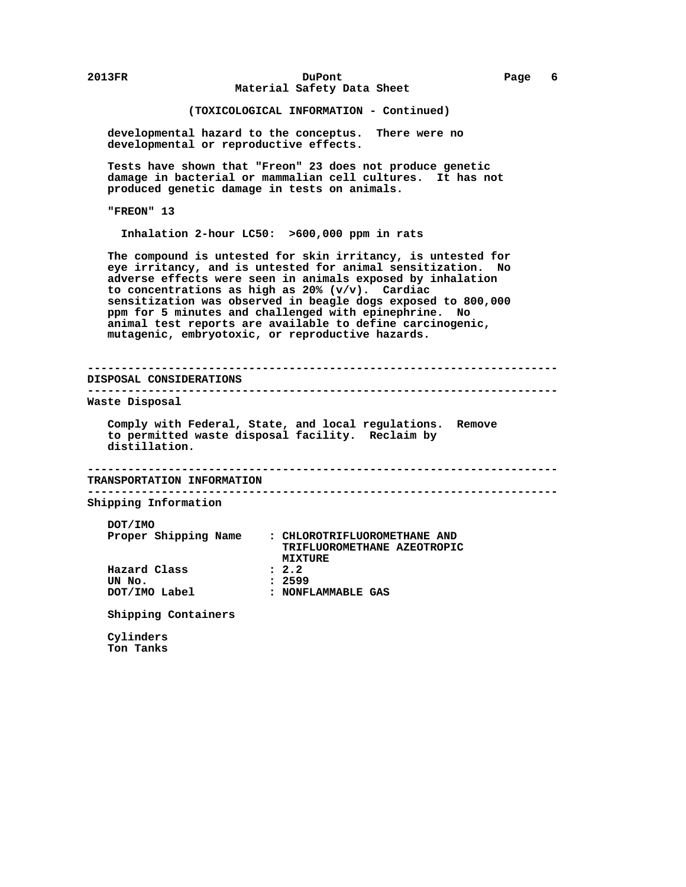(TOXICOLOGICAL INFORMATION - Continued)

developmental hazard to the conceptus. There were no developmental or reproductive effects.

Tests have shown that "Freon" 23 does not produce genetic damage in bacterial or mammalian cell cultures. It has not produced genetic damage in tests on animals.

"FREON" 13

Inhalation 2-hour LC50: >600,000 ppm in rats

The compound is untested for skin irritancy, is untested for eye irritancy, and is untested for animal sensitization. No adverse effects were seen in animals exposed by inhalation to concentrations as high as 20% (v/v). Cardiac sensitization was observed in beagle dogs exposed to 800,000 ppm for 5 minutes and challenged with epinephrine. No animal test reports are available to define carcinogenic, mutagenic, embryotoxic, or reproductive hazards.

## DISPOSAL CONSIDERATIONS

### Waste Disposal

Comply with Federal, State, and local regulations. Remove to permitted waste disposal facility. Reclaim by distillation.

## TRANSPORTATION INFORMATION

### Shipping Information

DOT/IMO

| | |
|---|---|
| Proper Shipping Name | : CHLOROTRIFLUOROMETHANE AND TRIFLUOROMETHANE AZEOTROPIC MIXTURE |
| Hazard Class | : 2.2 |
| UN No. | : 2599 |
| DOT/IMO Label | : NONFLAMMABLE GAS |

Shipping Containers

Cylinders
Ton Tanks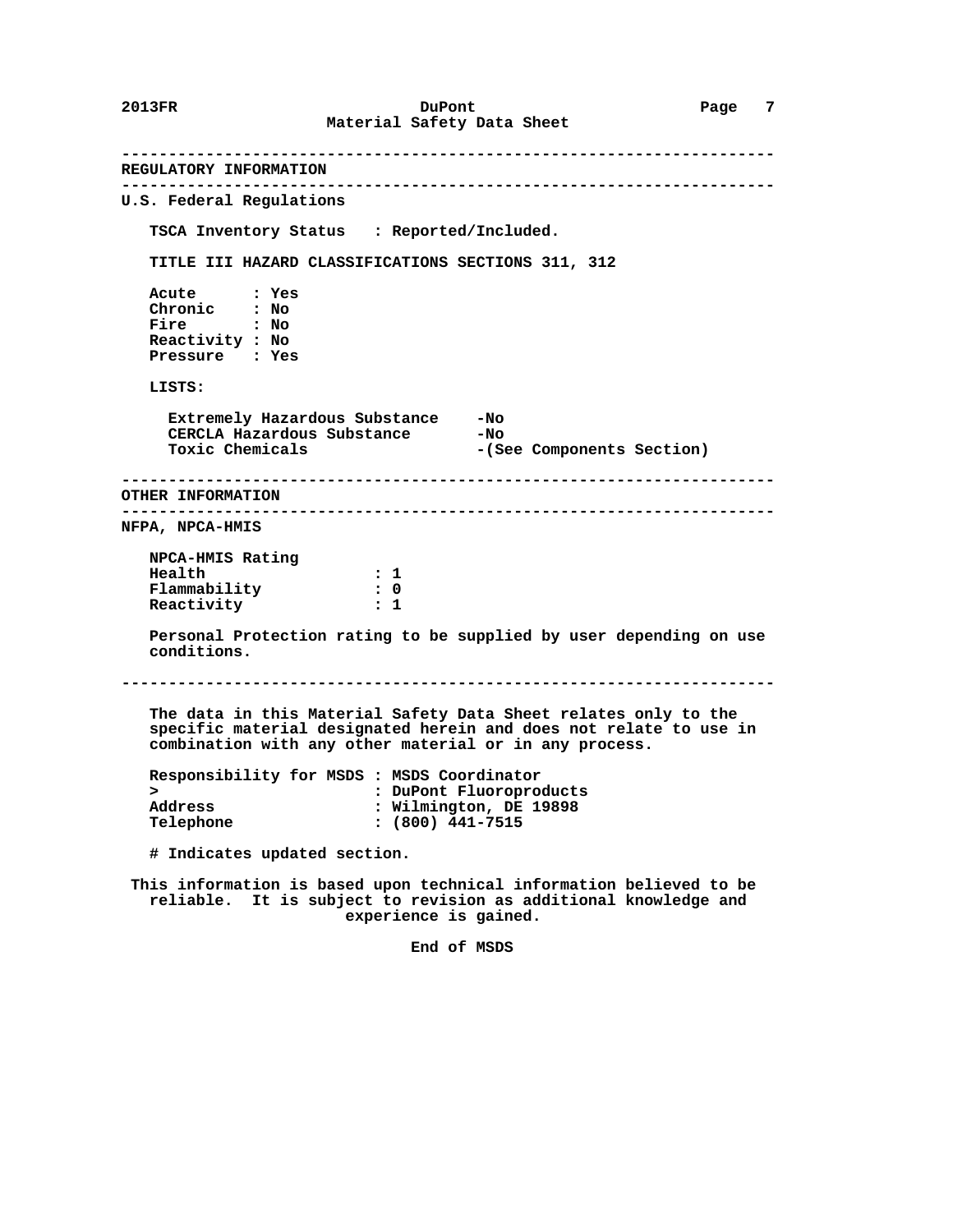## REGULATORY INFORMATION

### U.S. Federal Regulations

TSCA Inventory Status : Reported/Included.

TITLE III HAZARD CLASSIFICATIONS SECTIONS 311, 312

Acute : Yes
Chronic : No
Fire : No
Reactivity : No
Pressure : Yes

LISTS:

Extremely Hazardous Substance -No
CERCLA Hazardous Substance -No
Toxic Chemicals -(See Components Section)

## OTHER INFORMATION

### NFPA, NPCA-HMIS

NPCA-HMIS Rating
Health : 1
Flammability : 0
Reactivity : 1

Personal Protection rating to be supplied by user depending on use conditions.

---

The data in this Material Safety Data Sheet relates only to the specific material designated herein and does not relate to use in combination with any other material or in any process.

Responsibility for MSDS : MSDS Coordinator
> : DuPont Fluoroproducts
Address : Wilmington, DE 19898
Telephone : (800) 441-7515

# Indicates updated section.

This information is based upon technical information believed to be reliable. It is subject to revision as additional knowledge and experience is gained.

End of MSDS